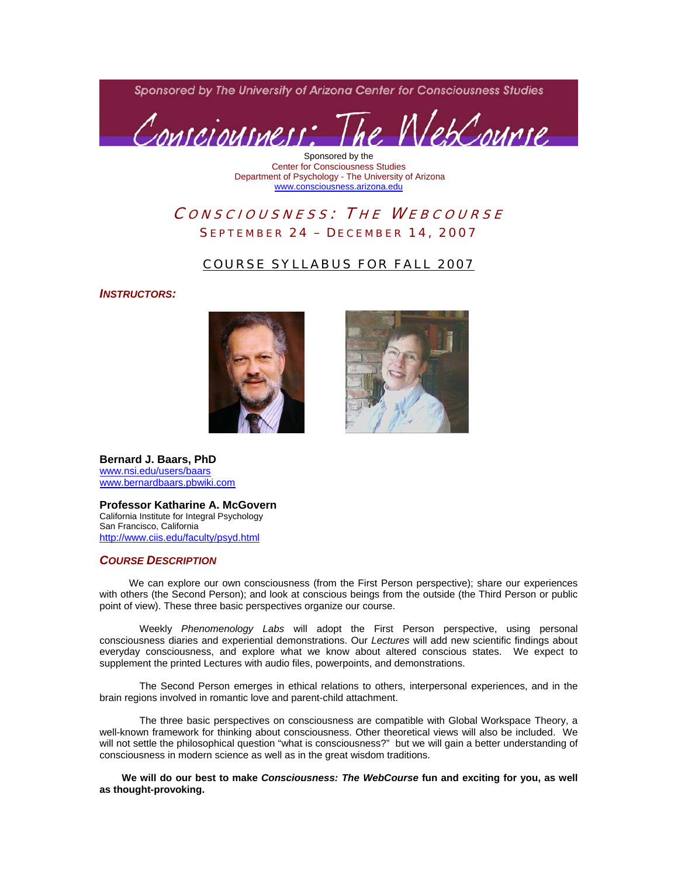Sponsored by The University of Arizona Center for Consciousness Studies

# Consciousness: The WebCourse

Sponsored by the
Center for Consciousness Studies
Department of Psychology - The University of Arizona
www.consciousness.arizona.edu

## CONSCIOUSNESS: THE WEBCOURSE

SEPTEMBER 24 – DECEMBER 14, 2007

## COURSE SYLLABUS FOR FALL 2007

### INSTRUCTORS:

**Bernard J. Baars, PhD**
www.nsi.edu/users/baars
www.bernardbaars.pbwiki.com

**Professor Katharine A. McGovern**
California Institute for Integral Psychology
San Francisco, California
http://www.ciis.edu/faculty/psyd.html

### COURSE DESCRIPTION

We can explore our own consciousness (from the First Person perspective); share our experiences with others (the Second Person); and look at conscious beings from the outside (the Third Person or public point of view). These three basic perspectives organize our course.

Weekly *Phenomenology Labs* will adopt the First Person perspective, using personal consciousness diaries and experiential demonstrations. Our *Lectures* will add new scientific findings about everyday consciousness, and explore what we know about altered conscious states. We expect to supplement the printed Lectures with audio files, powerpoints, and demonstrations.

The Second Person emerges in ethical relations to others, interpersonal experiences, and in the brain regions involved in romantic love and parent-child attachment.

The three basic perspectives on consciousness are compatible with Global Workspace Theory, a well-known framework for thinking about consciousness. Other theoretical views will also be included. We will not settle the philosophical question "what is consciousness?" but we will gain a better understanding of consciousness in modern science as well as in the great wisdom traditions.

**We will do our best to make *Consciousness: The WebCourse* fun and exciting for you, as well as thought-provoking.**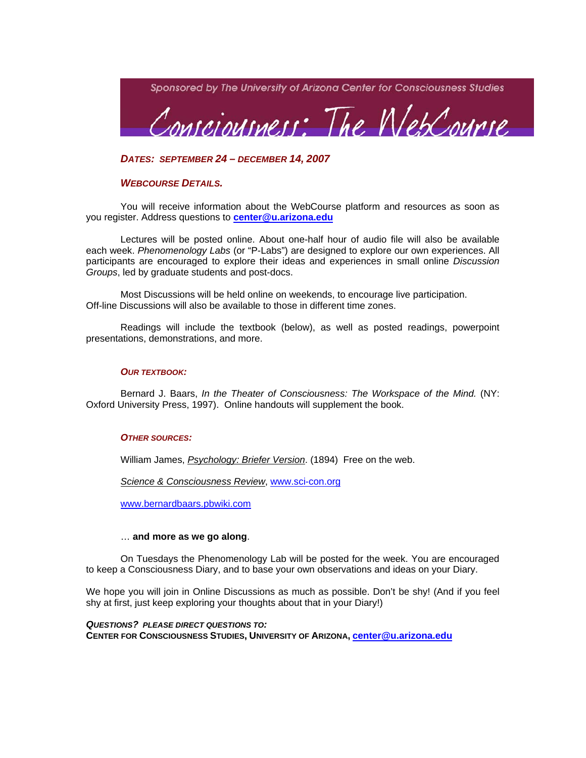Sponsored by The University of Arizona Center for Consciousness Studies

# Consciousness: The WebCourse

***DATES: SEPTEMBER 24 – DECEMBER 14, 2007***

## ***WEBCOURSE DETAILS.***

You will receive information about the WebCourse platform and resources as soon as you register. Address questions to **center@u.arizona.edu**

Lectures will be posted online. About one-half hour of audio file will also be available each week. *Phenomenology Labs* (or "P-Labs") are designed to explore our own experiences. All participants are encouraged to explore their ideas and experiences in small online *Discussion Groups*, led by graduate students and post-docs.

Most Discussions will be held online on weekends, to encourage live participation. Off-line Discussions will also be available to those in different time zones.

Readings will include the textbook (below), as well as posted readings, powerpoint presentations, demonstrations, and more.

### ***OUR TEXTBOOK:***

Bernard J. Baars, *In the Theater of Consciousness: The Workspace of the Mind.* (NY: Oxford University Press, 1997). Online handouts will supplement the book.

### ***OTHER SOURCES:***

William James, *Psychology: Briefer Version*. (1894) Free on the web.

*Science & Consciousness Review*, www.sci-con.org

www.bernardbaars.pbwiki.com

… **and more as we go along**.

On Tuesdays the Phenomenology Lab will be posted for the week. You are encouraged to keep a Consciousness Diary, and to base your own observations and ideas on your Diary.

We hope you will join in Online Discussions as much as possible. Don't be shy! (And if you feel shy at first, just keep exploring your thoughts about that in your Diary!)

***QUESTIONS? PLEASE DIRECT QUESTIONS TO:***
**CENTER FOR CONSCIOUSNESS STUDIES, UNIVERSITY OF ARIZONA, center@u.arizona.edu**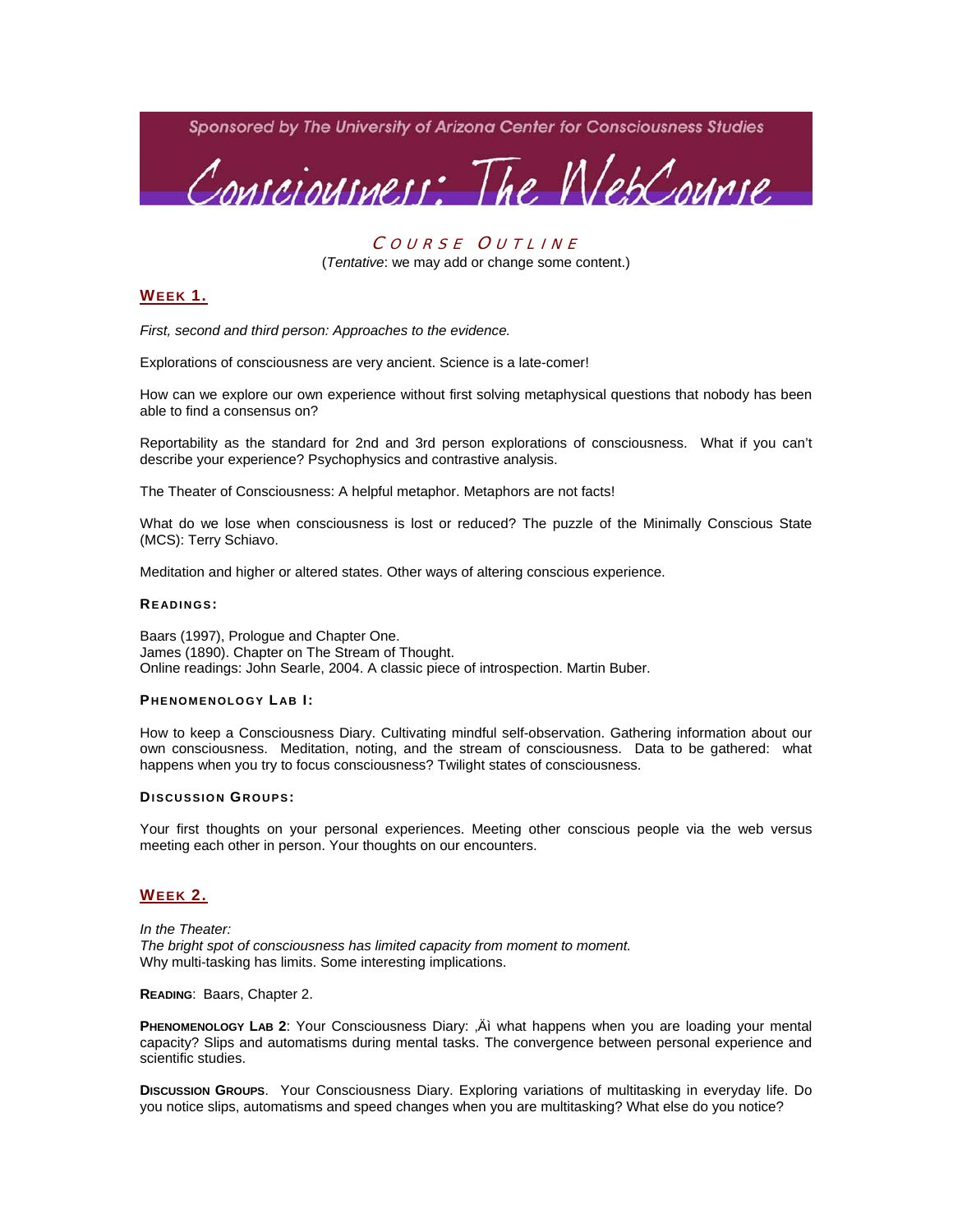Sponsored by The University of Arizona Center for Consciousness Studies

# Consciousness: The WebCourse

## COURSE OUTLINE

(*Tentative*: we may add or change some content.)

### WEEK 1.

*First, second and third person: Approaches to the evidence.*

Explorations of consciousness are very ancient. Science is a late-comer!

How can we explore our own experience without first solving metaphysical questions that nobody has been able to find a consensus on?

Reportability as the standard for 2nd and 3rd person explorations of consciousness. What if you can't describe your experience? Psychophysics and contrastive analysis.

The Theater of Consciousness: A helpful metaphor. Metaphors are not facts!

What do we lose when consciousness is lost or reduced? The puzzle of the Minimally Conscious State (MCS): Terry Schiavo.

Meditation and higher or altered states. Other ways of altering conscious experience.

**READINGS:**

Baars (1997), Prologue and Chapter One.
James (1890). Chapter on The Stream of Thought.
Online readings: John Searle, 2004. A classic piece of introspection. Martin Buber.

**PHENOMENOLOGY LAB I:**

How to keep a Consciousness Diary. Cultivating mindful self-observation. Gathering information about our own consciousness. Meditation, noting, and the stream of consciousness. Data to be gathered: what happens when you try to focus consciousness? Twilight states of consciousness.

**DISCUSSION GROUPS:**

Your first thoughts on your personal experiences. Meeting other conscious people via the web versus meeting each other in person. Your thoughts on our encounters.

### WEEK 2.

*In the Theater:*
*The bright spot of consciousness has limited capacity from moment to moment.*
Why multi-tasking has limits. Some interesting implications.

**READING**: Baars, Chapter 2.

**PHENOMENOLOGY LAB 2**: Your Consciousness Diary: ‚Äì what happens when you are loading your mental capacity? Slips and automatisms during mental tasks. The convergence between personal experience and scientific studies.

**DISCUSSION GROUPS**. Your Consciousness Diary. Exploring variations of multitasking in everyday life. Do you notice slips, automatisms and speed changes when you are multitasking? What else do you notice?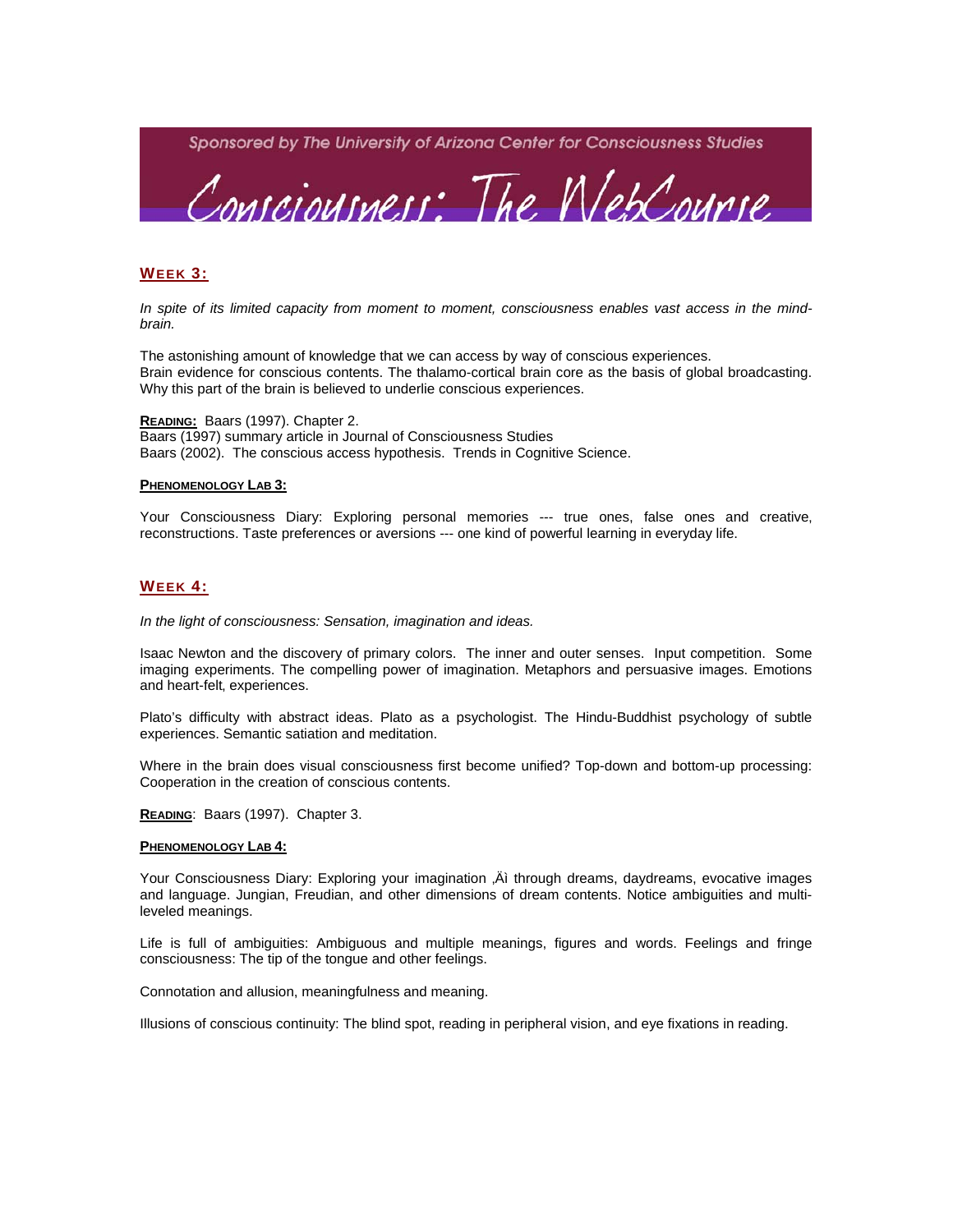Sponsored by The University of Arizona Center for Consciousness Studies

# Consciousness: The WebCourse

## WEEK 3:

*In spite of its limited capacity from moment to moment, consciousness enables vast access in the mind-brain.*

The astonishing amount of knowledge that we can access by way of conscious experiences.
Brain evidence for conscious contents. The thalamo-cortical brain core as the basis of global broadcasting.
Why this part of the brain is believed to underlie conscious experiences.

**READING:** Baars (1997). Chapter 2.
Baars (1997) summary article in Journal of Consciousness Studies
Baars (2002). The conscious access hypothesis. Trends in Cognitive Science.

### PHENOMENOLOGY LAB 3:

Your Consciousness Diary: Exploring personal memories --- true ones, false ones and creative, reconstructions. Taste preferences or aversions --- one kind of powerful learning in everyday life.

## WEEK 4:

*In the light of consciousness: Sensation, imagination and ideas.*

Isaac Newton and the discovery of primary colors. The inner and outer senses. Input competition. Some imaging experiments. The compelling power of imagination. Metaphors and persuasive images. Emotions and heart-felt, experiences.

Plato's difficulty with abstract ideas. Plato as a psychologist. The Hindu-Buddhist psychology of subtle experiences. Semantic satiation and meditation.

Where in the brain does visual consciousness first become unified? Top-down and bottom-up processing: Cooperation in the creation of conscious contents.

**READING**: Baars (1997). Chapter 3.

### PHENOMENOLOGY LAB 4:

Your Consciousness Diary: Exploring your imagination ‚Äì through dreams, daydreams, evocative images and language. Jungian, Freudian, and other dimensions of dream contents. Notice ambiguities and multi-leveled meanings.

Life is full of ambiguities: Ambiguous and multiple meanings, figures and words. Feelings and fringe consciousness: The tip of the tongue and other feelings.

Connotation and allusion, meaningfulness and meaning.

Illusions of conscious continuity: The blind spot, reading in peripheral vision, and eye fixations in reading.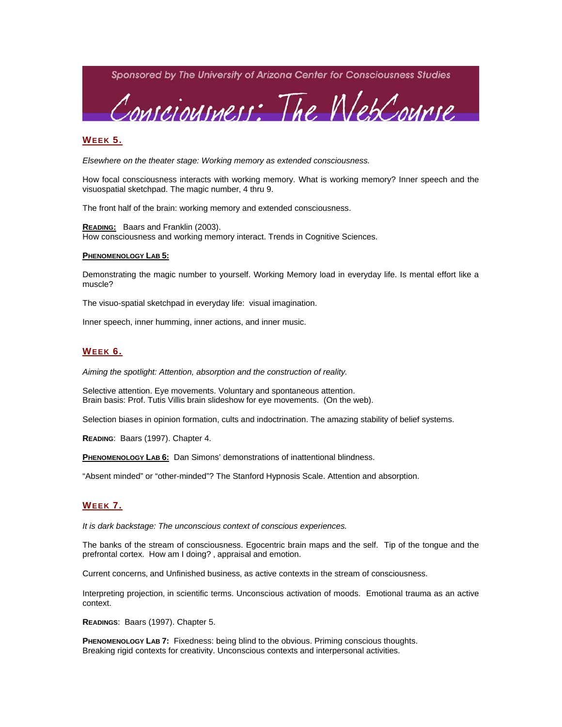## WEEK 5.

*Elsewhere on the theater stage: Working memory as extended consciousness.*

How focal consciousness interacts with working memory. What is working memory? Inner speech and the visuospatial sketchpad. The magic number, 4 thru 9.

The front half of the brain: working memory and extended consciousness.

**READING:** Baars and Franklin (2003).
How consciousness and working memory interact. Trends in Cognitive Sciences.

**PHENOMENOLOGY LAB 5:**

Demonstrating the magic number to yourself. Working Memory load in everyday life. Is mental effort like a muscle?

The visuo-spatial sketchpad in everyday life: visual imagination.

Inner speech, inner humming, inner actions, and inner music.

## WEEK 6.

*Aiming the spotlight: Attention, absorption and the construction of reality.*

Selective attention. Eye movements. Voluntary and spontaneous attention.
Brain basis: Prof. Tutis Villis brain slideshow for eye movements. (On the web).

Selection biases in opinion formation, cults and indoctrination. The amazing stability of belief systems.

**READING**: Baars (1997). Chapter 4.

**PHENOMENOLOGY LAB 6:** Dan Simons' demonstrations of inattentional blindness.

"Absent minded" or "other-minded"? The Stanford Hypnosis Scale. Attention and absorption.

## WEEK 7.

*It is dark backstage: The unconscious context of conscious experiences.*

The banks of the stream of consciousness. Egocentric brain maps and the self. Tip of the tongue and the prefrontal cortex. How am I doing? , appraisal and emotion.

Current concerns, and Unfinished business, as active contexts in the stream of consciousness.

Interpreting projection, in scientific terms. Unconscious activation of moods. Emotional trauma as an active context.

**READINGS**: Baars (1997). Chapter 5.

**PHENOMENOLOGY LAB 7:** Fixedness: being blind to the obvious. Priming conscious thoughts.
Breaking rigid contexts for creativity. Unconscious contexts and interpersonal activities.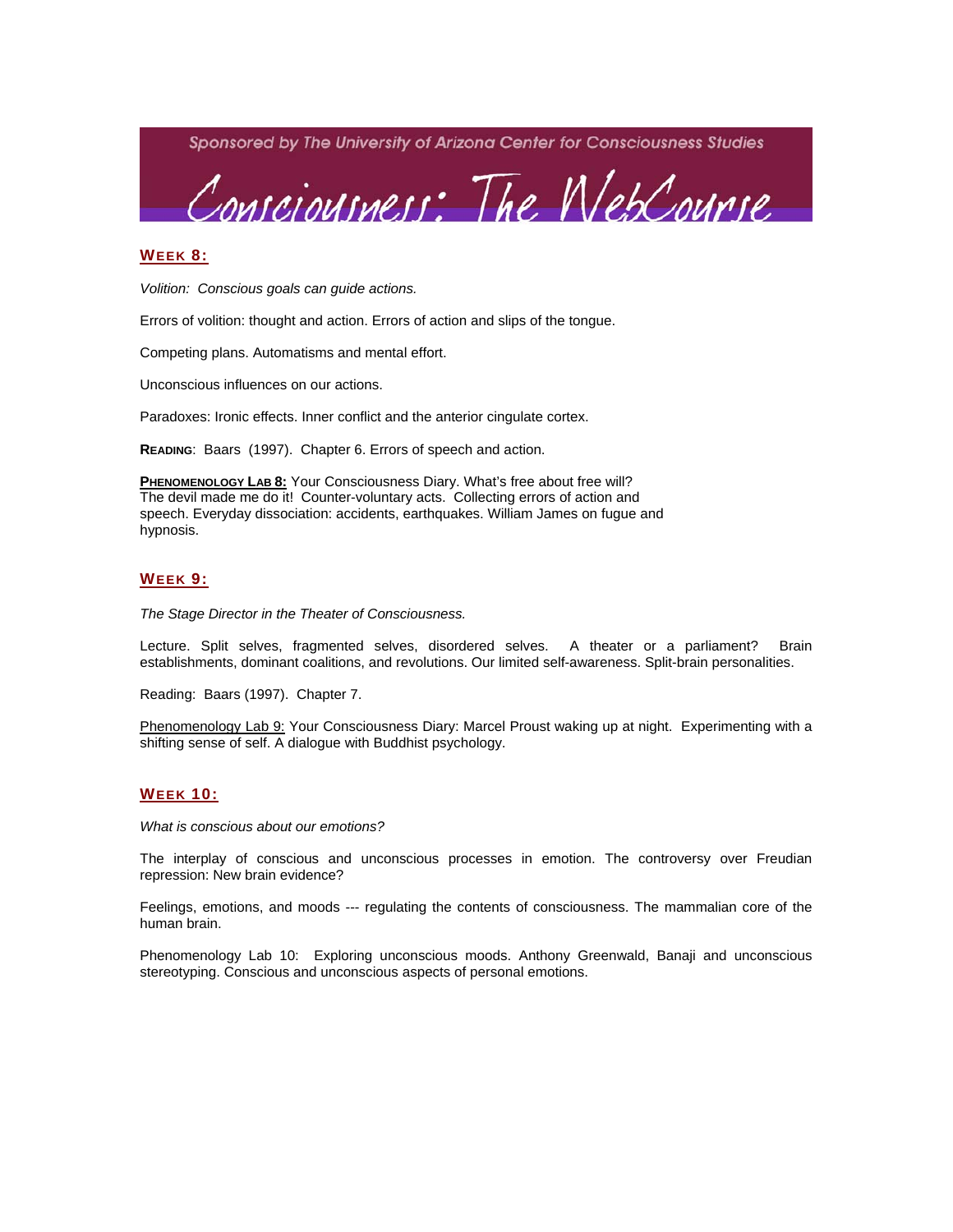## WEEK 8:

*Volition: Conscious goals can guide actions.*

Errors of volition: thought and action. Errors of action and slips of the tongue.

Competing plans. Automatisms and mental effort.

Unconscious influences on our actions.

Paradoxes: Ironic effects. Inner conflict and the anterior cingulate cortex.

**READING**: Baars (1997). Chapter 6. Errors of speech and action.

**PHENOMENOLOGY LAB 8:** Your Consciousness Diary. What's free about free will? The devil made me do it! Counter-voluntary acts. Collecting errors of action and speech. Everyday dissociation: accidents, earthquakes. William James on fugue and hypnosis.

## WEEK 9:

*The Stage Director in the Theater of Consciousness.*

Lecture. Split selves, fragmented selves, disordered selves. A theater or a parliament? Brain establishments, dominant coalitions, and revolutions. Our limited self-awareness. Split-brain personalities.

Reading: Baars (1997). Chapter 7.

Phenomenology Lab 9: Your Consciousness Diary: Marcel Proust waking up at night. Experimenting with a shifting sense of self. A dialogue with Buddhist psychology.

## WEEK 10:

*What is conscious about our emotions?*

The interplay of conscious and unconscious processes in emotion. The controversy over Freudian repression: New brain evidence?

Feelings, emotions, and moods --- regulating the contents of consciousness. The mammalian core of the human brain.

Phenomenology Lab 10: Exploring unconscious moods. Anthony Greenwald, Banaji and unconscious stereotyping. Conscious and unconscious aspects of personal emotions.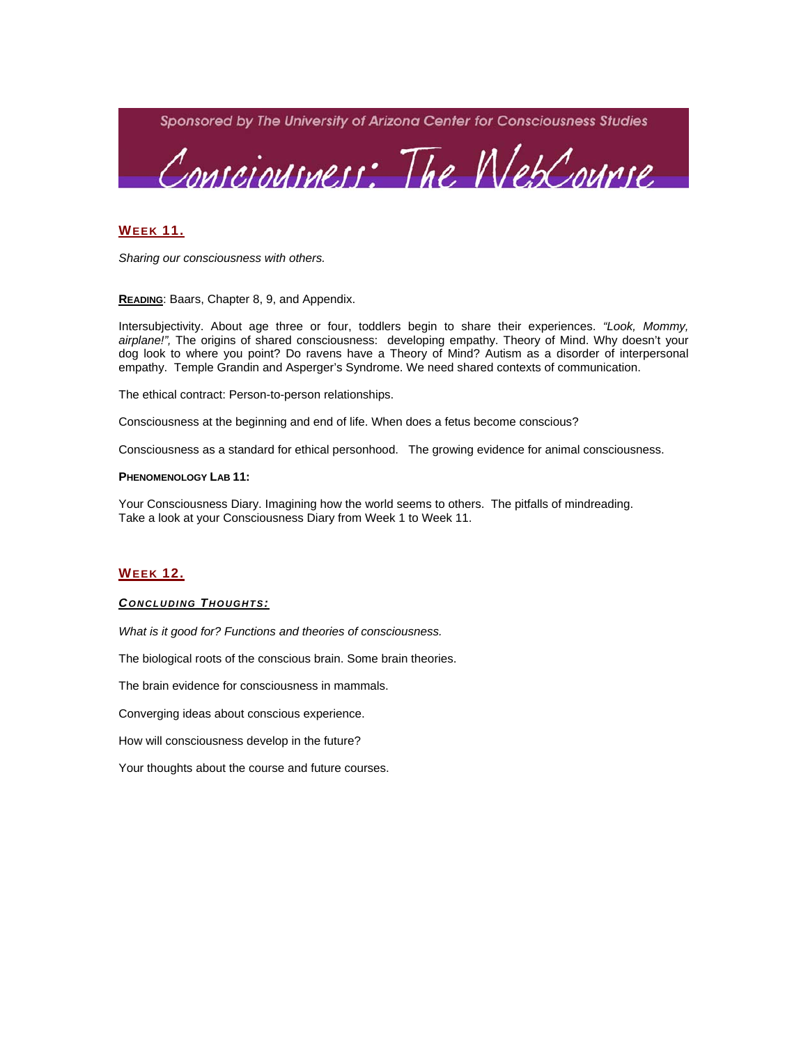## WEEK 11.

*Sharing our consciousness with others.*

**READING**: Baars, Chapter 8, 9, and Appendix.

Intersubjectivity. About age three or four, toddlers begin to share their experiences. *"Look, Mommy, airplane!",* The origins of shared consciousness: developing empathy. Theory of Mind. Why doesn't your dog look to where you point? Do ravens have a Theory of Mind? Autism as a disorder of interpersonal empathy. Temple Grandin and Asperger's Syndrome. We need shared contexts of communication.

The ethical contract: Person-to-person relationships.

Consciousness at the beginning and end of life. When does a fetus become conscious?

Consciousness as a standard for ethical personhood. The growing evidence for animal consciousness.

**PHENOMENOLOGY LAB 11:**

Your Consciousness Diary. Imagining how the world seems to others. The pitfalls of mindreading.
Take a look at your Consciousness Diary from Week 1 to Week 11.

## WEEK 12.

***CONCLUDING THOUGHTS:***

*What is it good for? Functions and theories of consciousness.*

The biological roots of the conscious brain. Some brain theories.

The brain evidence for consciousness in mammals.

Converging ideas about conscious experience.

How will consciousness develop in the future?

Your thoughts about the course and future courses.